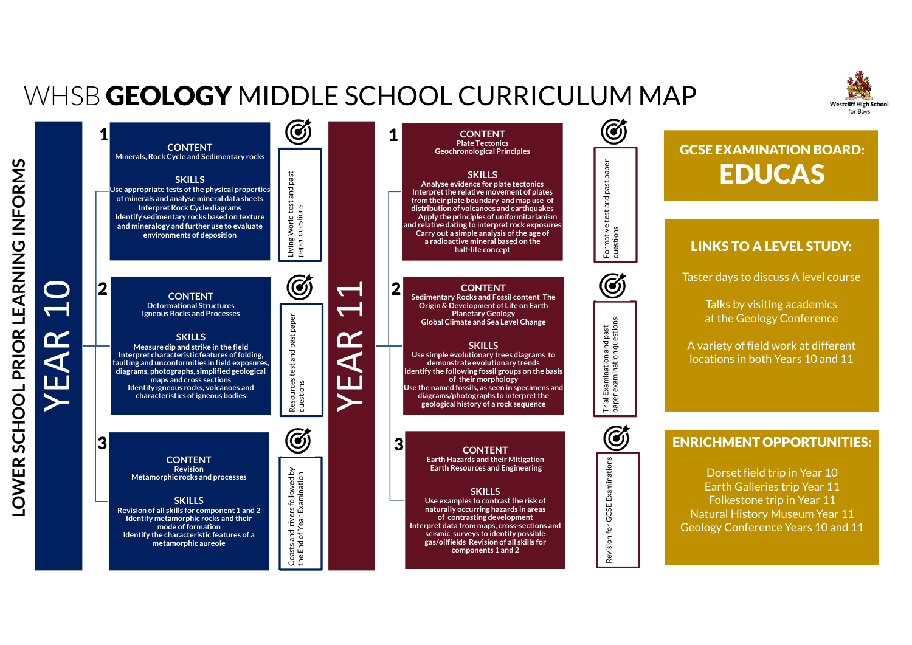# WHSB **GEOLOGY** MIDDLE SCHOOL CURRICULUM MAP

Westcliff High School for Boys

**LOWER SCHOOL PRIOR LEARNING INFORMS**

## YEAR 10

### 1

**CONTENT**

Minerals, Rock Cycle and Sedimentary rocks

**SKILLS**

Use appropriate tests of the physical properties of minerals and analyse mineral data sheets
Interpret Rock Cycle diagrams
Identify sedimentary rocks based on texture and mineralogy and further use to evaluate environments of deposition

*Assessment:* Living World test and past paper questions

### 2

**CONTENT**

Deformational Structures
Igneous Rocks and Processes

**SKILLS**

Measure dip and strike in the field
Interpret characteristic features of folding, faulting and unconformities in field exposures, diagrams, photographs, simplified geological maps and cross sections
Identify igneous rocks, volcanoes and characteristics of igneous bodies

*Assessment:* Resources test and past paper questions

### 3

**CONTENT**

Revision
Metamorphic rocks and processes

**SKILLS**

Revision of all skills for component 1 and 2
Identify metamorphic rocks and their mode of formation
Identify the characteristic features of a metamorphic aureole

*Assessment:* Coasts and rivers followed by the End of Year Examination

## YEAR 11

### 1

**CONTENT**

Plate Tectonics
Geochronological Principles

**SKILLS**

Analyse evidence for plate tectonics
Interpret the relative movement of plates from their plate boundary and map use of distribution of volcanoes and earthquakes
Apply the principles of uniformitarianism and relative dating to interpret rock exposures
Carry out a simple analysis of the age of a radioactive mineral based on the half-life concept

*Assessment:* Formative test and past paper questions

### 2

**CONTENT**

Sedimentary Rocks and Fossil content The Origin & Development of Life on Earth
Planetary Geology
Global Climate and Sea Level Change

**SKILLS**

Use simple evolutionary trees diagrams to demonstrate evolutionary trends
Identify the following fossil groups on the basis of their morphology
Use the named fossils, as seen in specimens and diagrams/photographs to interpret the geological history of a rock sequence

*Assessment:* Trial Examination and past paper examination questions

### 3

**CONTENT**

Earth Hazards and their Mitigation
Earth Resources and Engineering

**SKILLS**

Use examples to contrast the risk of naturally occurring hazards in areas of contrasting development
Interpret data from maps, cross-sections and seismic surveys to identify possible gas/oilfields Revision of all skills for components 1 and 2

*Assessment:* Revision for GCSE Examinations

## GCSE EXAMINATION BOARD: EDUCAS

## LINKS TO A LEVEL STUDY:

Taster days to discuss A level course

Talks by visiting academics at the Geology Conference

A variety of field work at different locations in both Years 10 and 11

## ENRICHMENT OPPORTUNITIES:

Dorset field trip in Year 10
Earth Galleries trip Year 11
Folkestone trip in Year 11
Natural History Museum Year 11
Geology Conference Years 10 and 11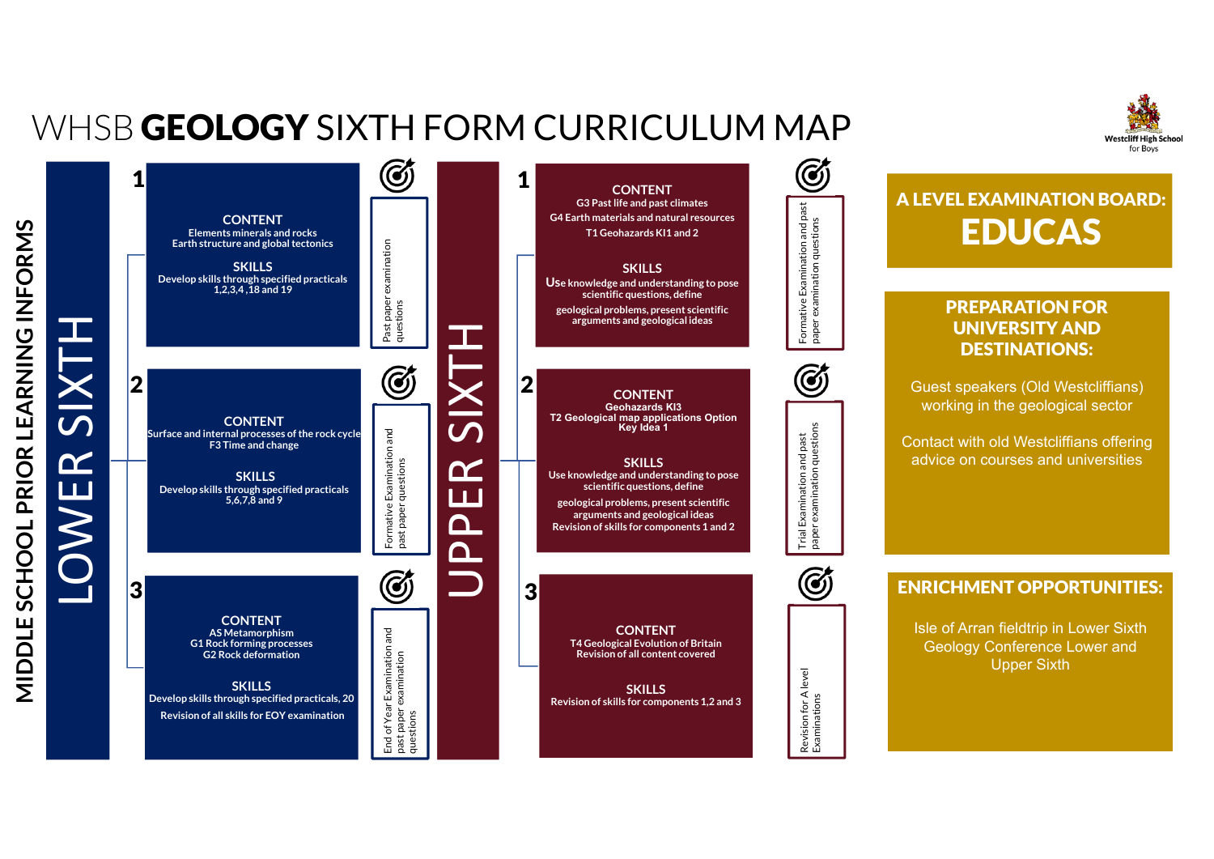# WHSB **GEOLOGY** SIXTH FORM CURRICULUM MAP

Westcliff High School for Boys

MIDDLE SCHOOL PRIOR LEARNING INFORMS

## LOWER SIXTH

### 1

**CONTENT**
Elements minerals and rocks
Earth structure and global tectonics

**SKILLS**
Develop skills through specified practicals 1,2,3,4 ,18 and 19

Past paper examination questions

### 2

**CONTENT**
Surface and internal processes of the rock cycle
F3 Time and change

**SKILLS**
Develop skills through specified practicals 5,6,7,8 and 9

Formative Examination and past paper questions

### 3

**CONTENT**
AS Metamorphism
G1 Rock forming processes
G2 Rock deformation

**SKILLS**
Develop skills through specified practicals, 20
Revision of all skills for EOY examination

End of Year Examination and past paper examination questions

## UPPER SIXTH

### 1

**CONTENT**
G3 Past life and past climates
G4 Earth materials and natural resources
T1 Geohazards KI1 and 2

**SKILLS**
Use knowledge and understanding to pose scientific questions, define geological problems, present scientific arguments and geological ideas

Formative Examination and past paper examination questions

### 2

**CONTENT**
Geohazards KI3
T2 Geological map applications Option Key Idea 1

**SKILLS**
Use knowledge and understanding to pose scientific questions, define geological problems, present scientific arguments and geological ideas
Revision of skills for components 1 and 2

Trial Examination and past paper examination questions

### 3

**CONTENT**
T4 Geological Evolution of Britain
Revision of all content covered

**SKILLS**
Revision of skills for components 1,2 and 3

Revision for A level Examinations

## A LEVEL EXAMINATION BOARD:
**EDUCAS**

## PREPARATION FOR UNIVERSITY AND DESTINATIONS:

Guest speakers (Old Westcliffians) working in the geological sector

Contact with old Westcliffians offering advice on courses and universities

## ENRICHMENT OPPORTUNITIES:

Isle of Arran fieldtrip in Lower Sixth
Geology Conference Lower and Upper Sixth